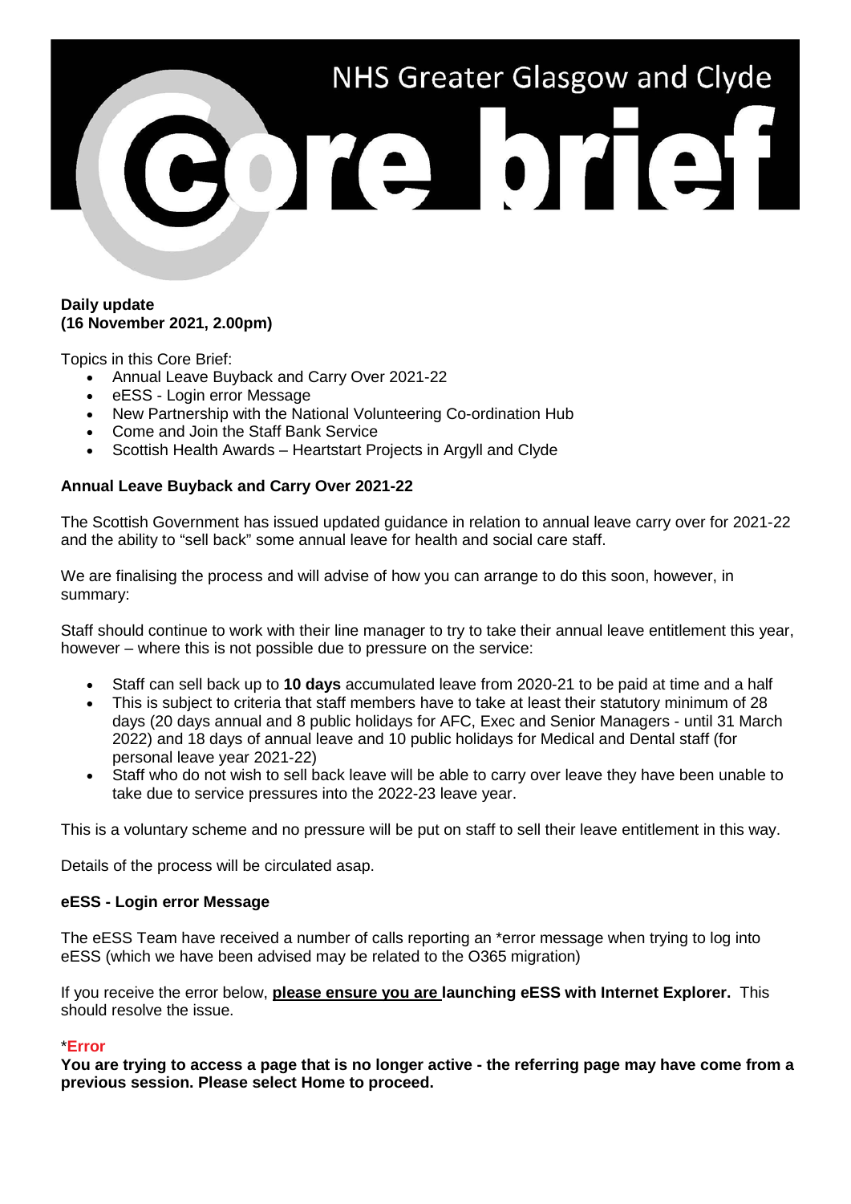# NHS Greater Glasgow and Clyde
# Core brief

**Daily update**
**(16 November 2021, 2.00pm)**

Topics in this Core Brief:

- Annual Leave Buyback and Carry Over 2021-22
- eESS - Login error Message
- New Partnership with the National Volunteering Co-ordination Hub
- Come and Join the Staff Bank Service
- Scottish Health Awards – Heartstart Projects in Argyll and Clyde

**Annual Leave Buyback and Carry Over 2021-22**

The Scottish Government has issued updated guidance in relation to annual leave carry over for 2021-22 and the ability to "sell back" some annual leave for health and social care staff.

We are finalising the process and will advise of how you can arrange to do this soon, however, in summary:

Staff should continue to work with their line manager to try to take their annual leave entitlement this year, however – where this is not possible due to pressure on the service:

- Staff can sell back up to **10 days** accumulated leave from 2020-21 to be paid at time and a half
- This is subject to criteria that staff members have to take at least their statutory minimum of 28 days (20 days annual and 8 public holidays for AFC, Exec and Senior Managers - until 31 March 2022) and 18 days of annual leave and 10 public holidays for Medical and Dental staff (for personal leave year 2021-22)
- Staff who do not wish to sell back leave will be able to carry over leave they have been unable to take due to service pressures into the 2022-23 leave year.

This is a voluntary scheme and no pressure will be put on staff to sell their leave entitlement in this way.

Details of the process will be circulated asap.

**eESS - Login error Message**

The eESS Team have received a number of calls reporting an *error message when trying to log into eESS (which we have been advised may be related to the O365 migration)

If you receive the error below, **please ensure you are launching eESS with Internet Explorer.** This should resolve the issue.

***Error***

**You are trying to access a page that is no longer active - the referring page may have come from a previous session. Please select Home to proceed.**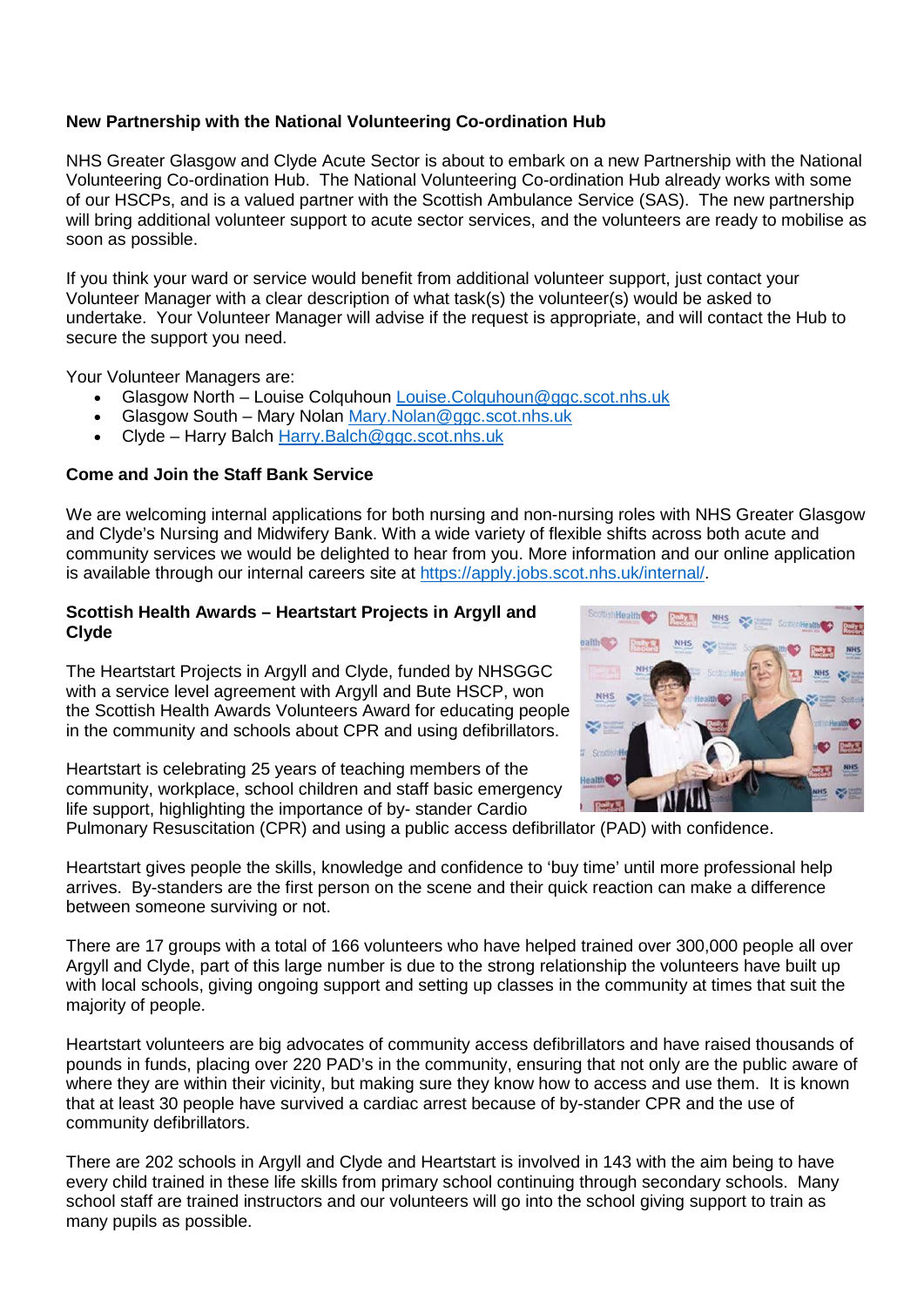**New Partnership with the National Volunteering Co-ordination Hub**

NHS Greater Glasgow and Clyde Acute Sector is about to embark on a new Partnership with the National Volunteering Co-ordination Hub. The National Volunteering Co-ordination Hub already works with some of our HSCPs, and is a valued partner with the Scottish Ambulance Service (SAS). The new partnership will bring additional volunteer support to acute sector services, and the volunteers are ready to mobilise as soon as possible.

If you think your ward or service would benefit from additional volunteer support, just contact your Volunteer Manager with a clear description of what task(s) the volunteer(s) would be asked to undertake. Your Volunteer Manager will advise if the request is appropriate, and will contact the Hub to secure the support you need.

Your Volunteer Managers are:

- Glasgow North – Louise Colquhoun Louise.Colquhoun@ggc.scot.nhs.uk
- Glasgow South – Mary Nolan Mary.Nolan@ggc.scot.nhs.uk
- Clyde – Harry Balch Harry.Balch@ggc.scot.nhs.uk

**Come and Join the Staff Bank Service**

We are welcoming internal applications for both nursing and non-nursing roles with NHS Greater Glasgow and Clyde's Nursing and Midwifery Bank. With a wide variety of flexible shifts across both acute and community services we would be delighted to hear from you. More information and our online application is available through our internal careers site at https://apply.jobs.scot.nhs.uk/internal/.

**Scottish Health Awards – Heartstart Projects in Argyll and Clyde**

The Heartstart Projects in Argyll and Clyde, funded by NHSGGC with a service level agreement with Argyll and Bute HSCP, won the Scottish Health Awards Volunteers Award for educating people in the community and schools about CPR and using defibrillators.

Heartstart is celebrating 25 years of teaching members of the community, workplace, school children and staff basic emergency life support, highlighting the importance of by- stander Cardio Pulmonary Resuscitation (CPR) and using a public access defibrillator (PAD) with confidence.

Heartstart gives people the skills, knowledge and confidence to 'buy time' until more professional help arrives. By-standers are the first person on the scene and their quick reaction can make a difference between someone surviving or not.

There are 17 groups with a total of 166 volunteers who have helped trained over 300,000 people all over Argyll and Clyde, part of this large number is due to the strong relationship the volunteers have built up with local schools, giving ongoing support and setting up classes in the community at times that suit the majority of people.

Heartstart volunteers are big advocates of community access defibrillators and have raised thousands of pounds in funds, placing over 220 PAD's in the community, ensuring that not only are the public aware of where they are within their vicinity, but making sure they know how to access and use them. It is known that at least 30 people have survived a cardiac arrest because of by-stander CPR and the use of community defibrillators.

There are 202 schools in Argyll and Clyde and Heartstart is involved in 143 with the aim being to have every child trained in these life skills from primary school continuing through secondary schools. Many school staff are trained instructors and our volunteers will go into the school giving support to train as many pupils as possible.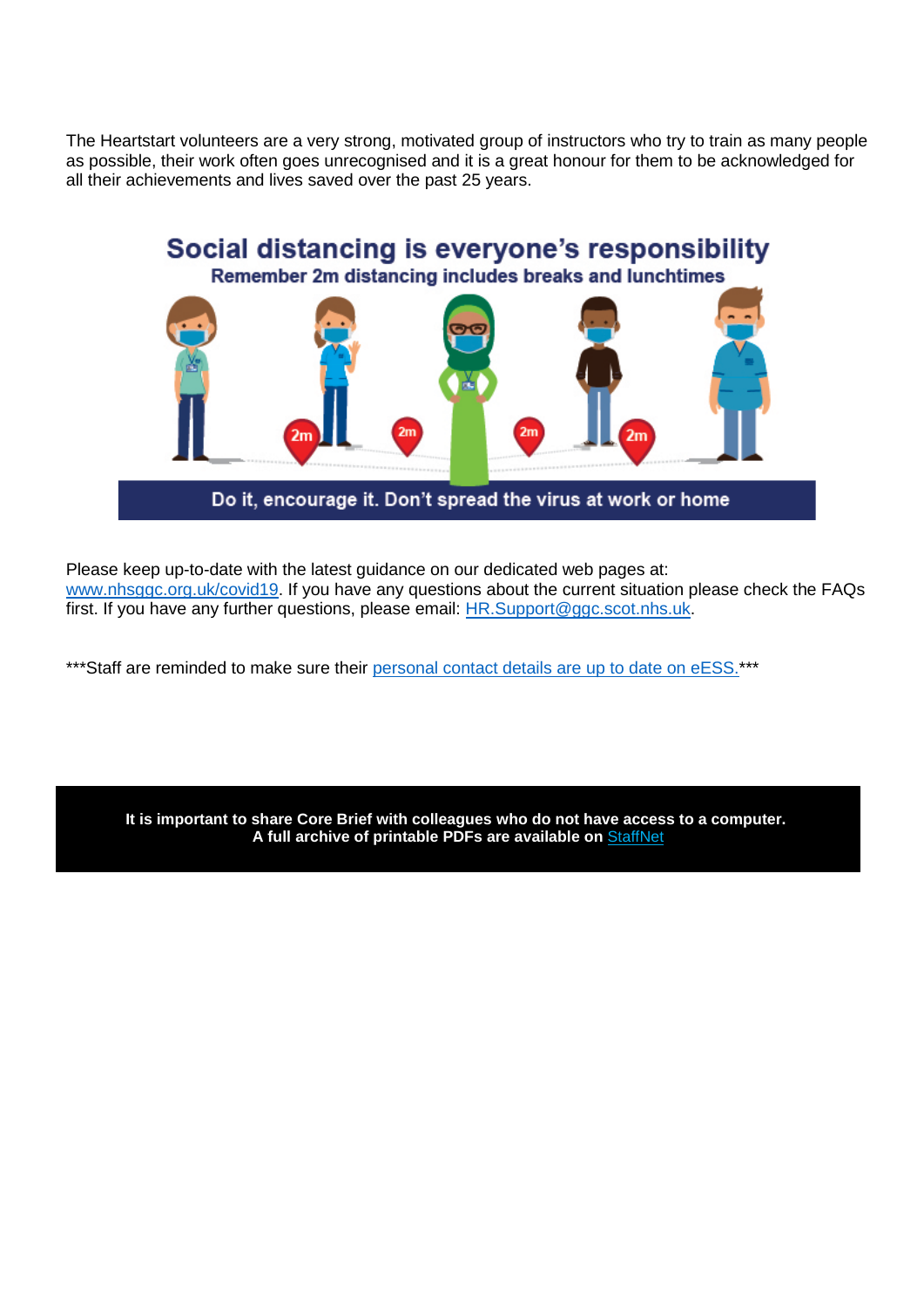The Heartstart volunteers are a very strong, motivated group of instructors who try to train as many people as possible, their work often goes unrecognised and it is a great honour for them to be acknowledged for all their achievements and lives saved over the past 25 years.

Social distancing is everyone's responsibility

Remember 2m distancing includes breaks and lunchtimes

2m

2m

2m

2m

Do it, encourage it. Don't spread the virus at work or home

Please keep up-to-date with the latest guidance on our dedicated web pages at: [www.nhsggc.org.uk/covid19](www.nhsggc.org.uk/covid19). If you have any questions about the current situation please check the FAQs first. If you have any further questions, please email: [HR.Support@ggc.scot.nhs.uk](mailto:HR.Support@ggc.scot.nhs.uk).

***Staff are reminded to make sure their personal contact details are up to date on eESS.***

**It is important to share Core Brief with colleagues who do not have access to a computer.**
**A full archive of printable PDFs are available on StaffNet**